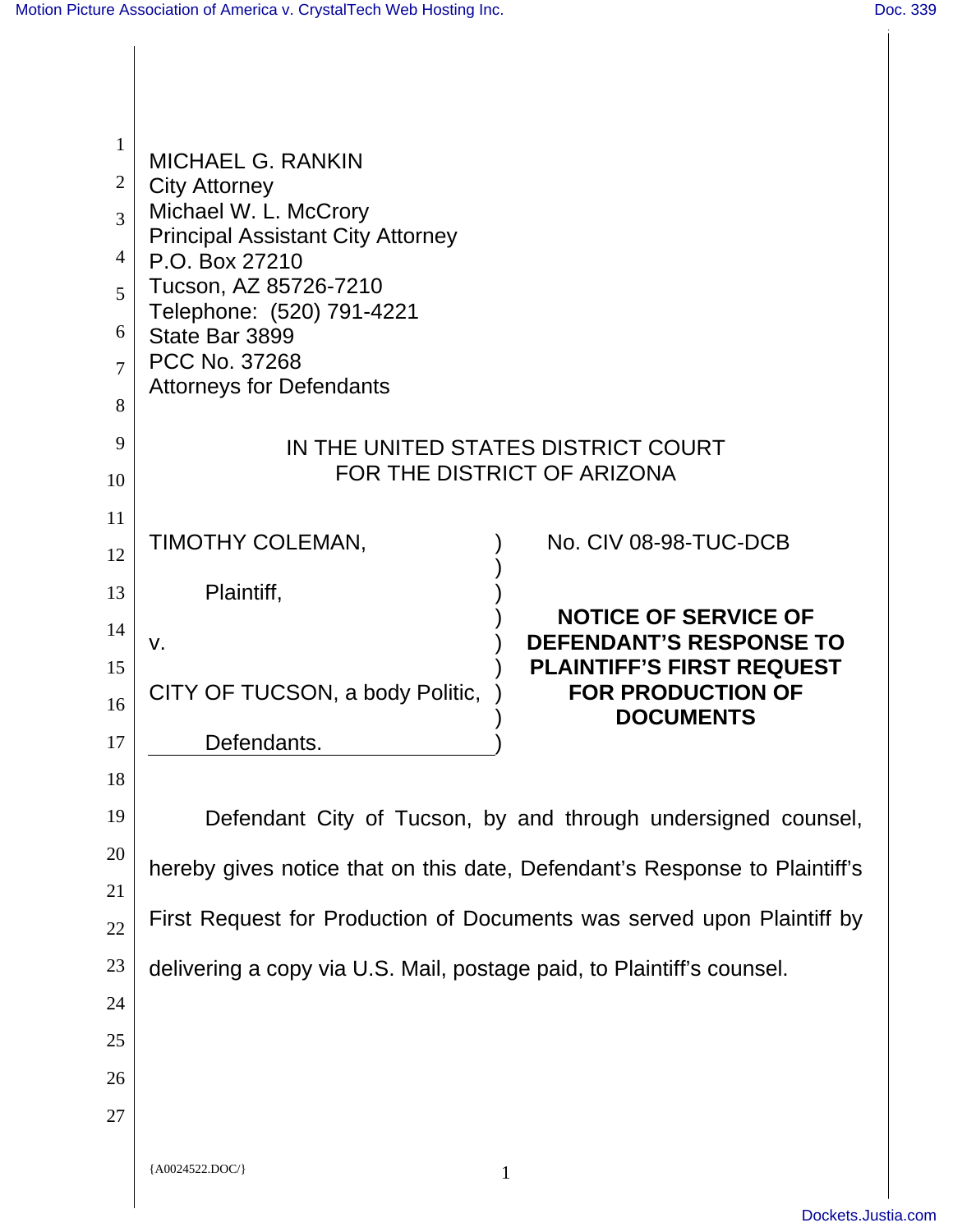MICHAEL G. RANKIN
City Attorney
Michael W. L. McCrory
Principal Assistant City Attorney
P.O. Box 27210
Tucson, AZ 85726-7210
Telephone: (520) 791-4221
State Bar 3899
PCC No. 37268
Attorneys for Defendants

IN THE UNITED STATES DISTRICT COURT
FOR THE DISTRICT OF ARIZONA

TIMOTHY COLEMAN,

Plaintiff,

v.

CITY OF TUCSON, a body Politic,

Defendants.

No. CIV 08-98-TUC-DCB

**NOTICE OF SERVICE OF DEFENDANT'S RESPONSE TO PLAINTIFF'S FIRST REQUEST FOR PRODUCTION OF DOCUMENTS**

Defendant City of Tucson, by and through undersigned counsel, hereby gives notice that on this date, Defendant's Response to Plaintiff's First Request for Production of Documents was served upon Plaintiff by delivering a copy via U.S. Mail, postage paid, to Plaintiff's counsel.

{A0024522.DOC/}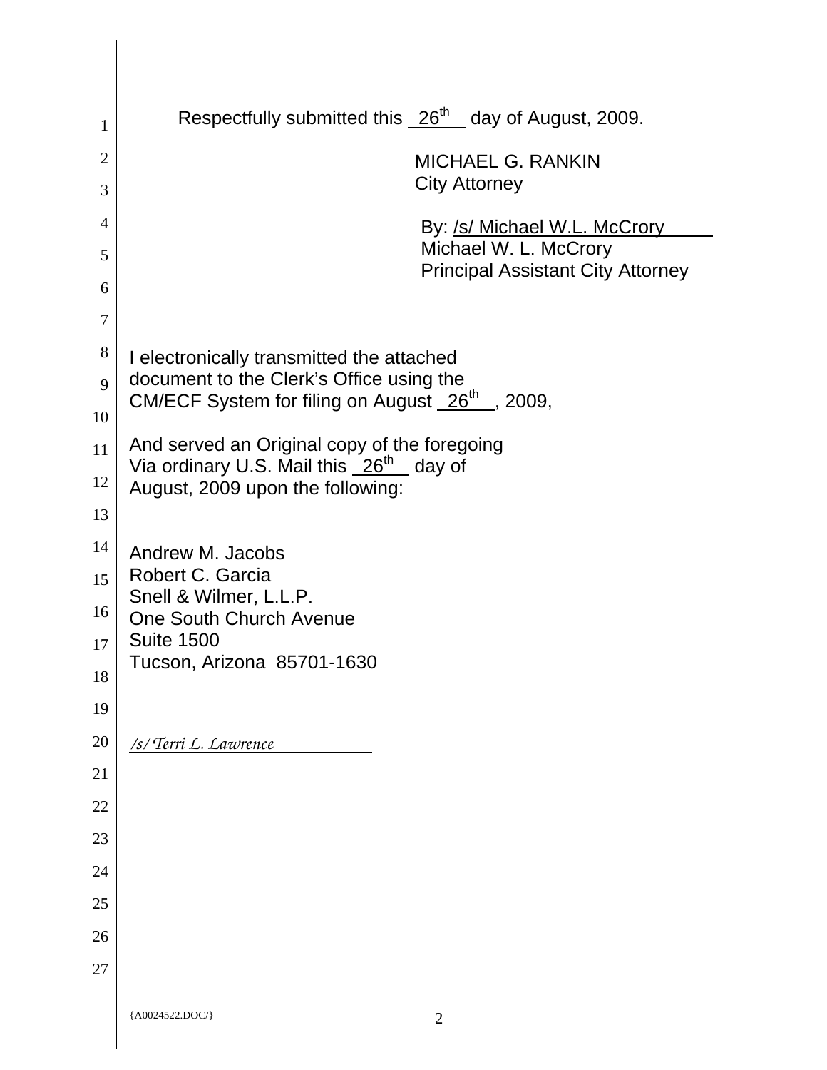Respectfully submitted this 26th day of August, 2009.

MICHAEL G. RANKIN
City Attorney

By: /s/ Michael W.L. McCrory
Michael W. L. McCrory
Principal Assistant City Attorney

I electronically transmitted the attached document to the Clerk's Office using the CM/ECF System for filing on August 26th, 2009,

And served an Original copy of the foregoing Via ordinary U.S. Mail this 26th day of August, 2009 upon the following:

Andrew M. Jacobs
Robert C. Garcia
Snell & Wilmer, L.L.P.
One South Church Avenue
Suite 1500
Tucson, Arizona 85701-1630

*/s/ Terri L. Lawrence*

{A0024522.DOC/}